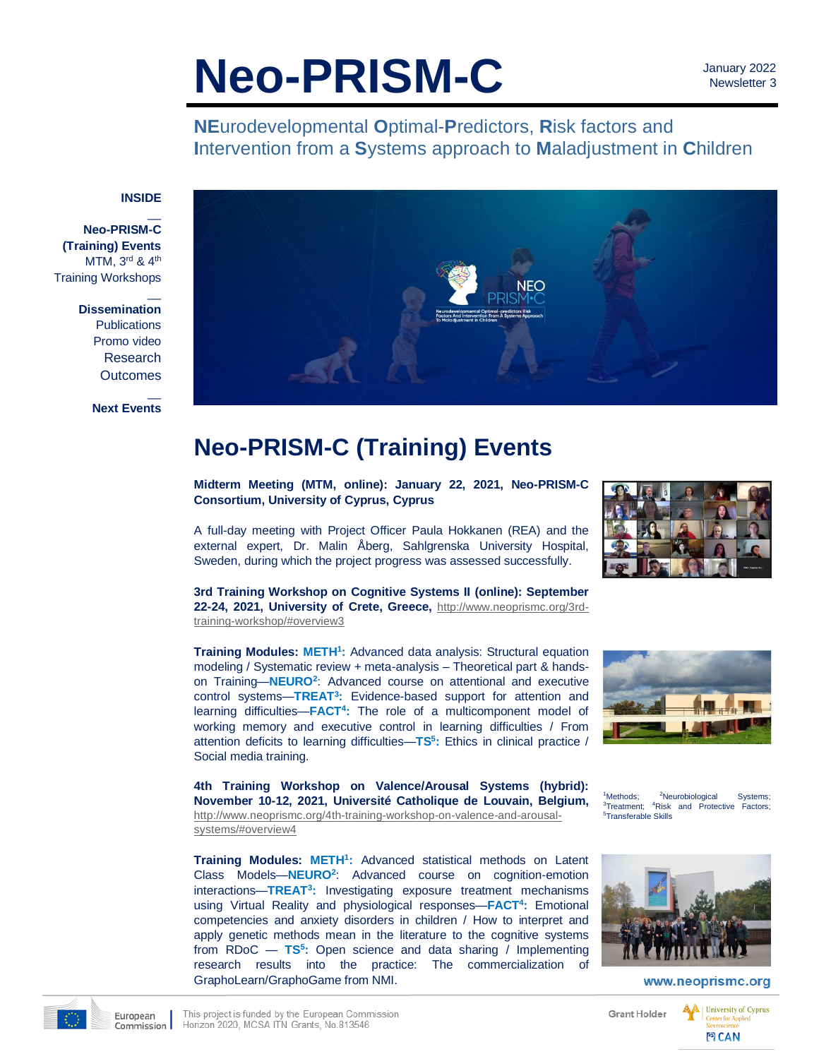# Neo-PRISM-C

January 2022
Newsletter 3

**NE**urodevelopmental **O**ptimal-**P**redictors, **R**isk factors and **I**ntervention from a **S**ystems approach to **M**aladjustment in **C**hildren

**INSIDE**

**Neo-PRISM-C (Training) Events**
MTM, 3rd & 4th Training Workshops

**Dissemination**
Publications
Promo video
Research
Outcomes

**Next Events**

## Neo-PRISM-C (Training) Events

**Midterm Meeting (MTM, online): January 22, 2021, Neo-PRISM-C Consortium, University of Cyprus, Cyprus**

A full-day meeting with Project Officer Paula Hokkanen (REA) and the external expert, Dr. Malin Åberg, Sahlgrenska University Hospital, Sweden, during which the project progress was assessed successfully.

**3rd Training Workshop on Cognitive Systems II (online): September 22-24, 2021, University of Crete, Greece,** http://www.neoprismc.org/3rd-training-workshop/#overview3

**Training Modules: METH[1]:** Advanced data analysis: Structural equation modeling / Systematic review + meta-analysis – Theoretical part & hands-on Training—**NEURO[2]**: Advanced course on attentional and executive control systems—**TREAT[3]:** Evidence-based support for attention and learning difficulties—**FACT[4]:** The role of a multicomponent model of working memory and executive control in learning difficulties / From attention deficits to learning difficulties—**TS[5]:** Ethics in clinical practice / Social media training.

[1]Methods; [2]Neurobiological Systems; [3]Treatment; [4]Risk and Protective Factors; [5]Transferable Skills

**4th Training Workshop on Valence/Arousal Systems (hybrid): November 10-12, 2021, Université Catholique de Louvain, Belgium,** http://www.neoprismc.org/4th-training-workshop-on-valence-and-arousal-systems/#overview4

**Training Modules: METH[1]:** Advanced statistical methods on Latent Class Models—**NEURO[2]**: Advanced course on cognition-emotion interactions—**TREAT[3]:** Investigating exposure treatment mechanisms using Virtual Reality and physiological responses—**FACT[4]:** Emotional competencies and anxiety disorders in children / How to interpret and apply genetic methods mean in the literature to the cognitive systems from RDoC — **TS[5]:** Open science and data sharing / Implementing research results into the practice: The commercialization of GraphoLearn/GraphoGame from NMI.

www.neoprismc.org

This project is funded by the European Commission Horizon 2020, MCSA ITN Grants, No.813546

Grant Holder: University of Cyprus, Center for Applied Neuroscience (CAN)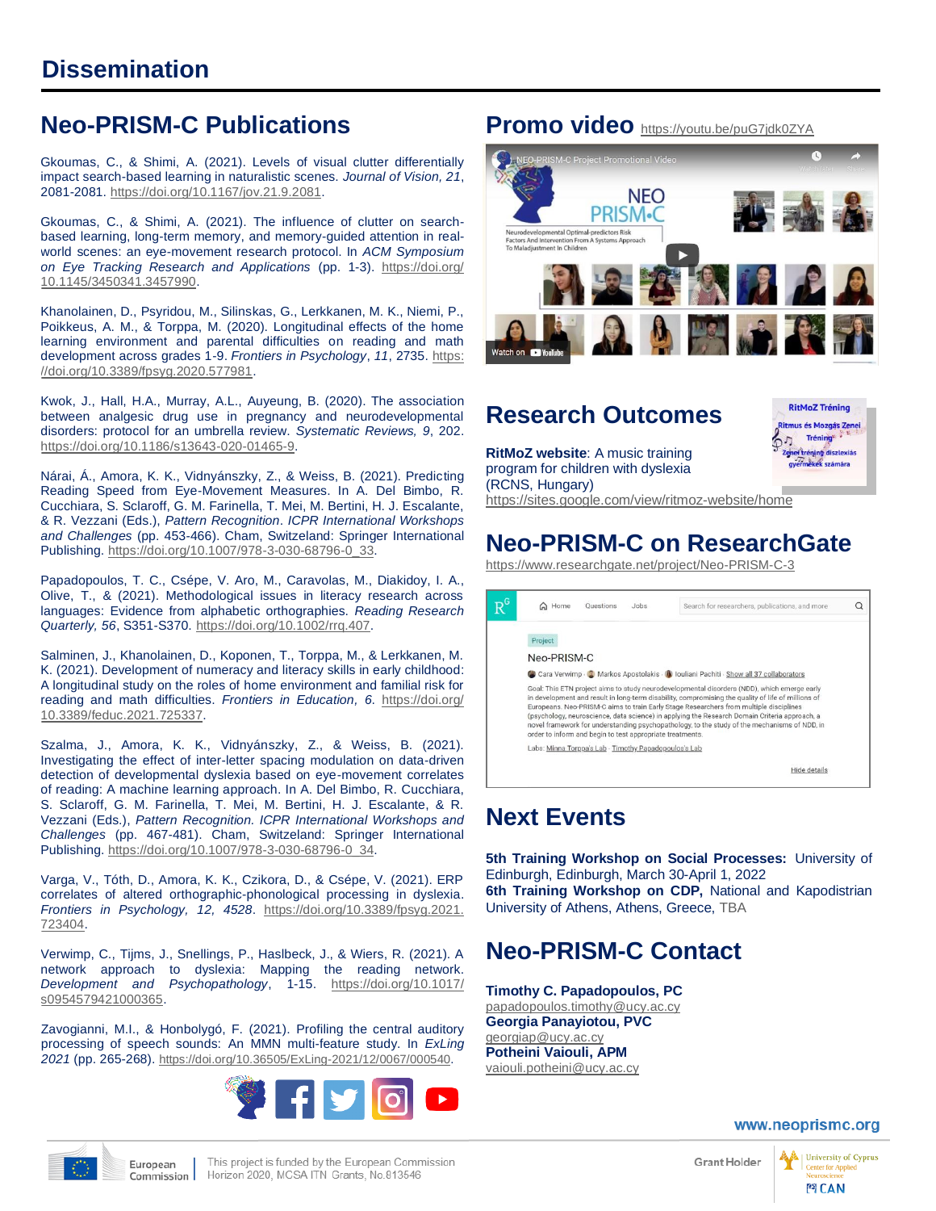# Dissemination

## Neo-PRISM-C Publications

Gkoumas, C., & Shimi, A. (2021). Levels of visual clutter differentially impact search-based learning in naturalistic scenes. *Journal of Vision, 21*, 2081-2081. https://doi.org/10.1167/jov.21.9.2081.

Gkoumas, C., & Shimi, A. (2021). The influence of clutter on search-based learning, long-term memory, and memory-guided attention in real-world scenes: an eye-movement research protocol. In *ACM Symposium on Eye Tracking Research and Applications* (pp. 1-3). https://doi.org/10.1145/3450341.3457990.

Khanolainen, D., Psyridou, M., Silinskas, G., Lerkkanen, M. K., Niemi, P., Poikkeus, A. M., & Torppa, M. (2020). Longitudinal effects of the home learning environment and parental difficulties on reading and math development across grades 1-9. *Frontiers in Psychology*, *11*, 2735. https://doi.org/10.3389/fpsyg.2020.577981.

Kwok, J., Hall, H.A., Murray, A.L., Auyeung, B. (2020). The association between analgesic drug use in pregnancy and neurodevelopmental disorders: protocol for an umbrella review. *Systematic Reviews, 9*, 202. https://doi.org/10.1186/s13643-020-01465-9.

Nárai, Á., Amora, K. K., Vidnyánszky, Z., & Weiss, B. (2021). Predicting Reading Speed from Eye-Movement Measures. In A. Del Bimbo, R. Cucchiara, S. Sclaroff, G. M. Farinella, T. Mei, M. Bertini, H. J. Escalante, & R. Vezzani (Eds.), *Pattern Recognition. ICPR International Workshops and Challenges* (pp. 453-466). Cham, Switzerland: Springer International Publishing. https://doi.org/10.1007/978-3-030-68796-0_33.

Papadopoulos, T. C., Csépe, V. Aro, M., Caravolas, M., Diakidoy, I. A., Olive, T., & (2021). Methodological issues in literacy research across languages: Evidence from alphabetic orthographies. *Reading Research Quarterly, 56*, S351-S370. https://doi.org/10.1002/rrq.407.

Salminen, J., Khanolainen, D., Koponen, T., Torppa, M., & Lerkkanen, M. K. (2021). Development of numeracy and literacy skills in early childhood: A longitudinal study on the roles of home environment and familial risk for reading and math difficulties. *Frontiers in Education*, *6*. https://doi.org/10.3389/feduc.2021.725337.

Szalma, J., Amora, K. K., Vidnyánszky, Z., & Weiss, B. (2021). Investigating the effect of inter-letter spacing modulation on data-driven detection of developmental dyslexia based on eye-movement correlates of reading: A machine learning approach. In A. Del Bimbo, R. Cucchiara, S. Sclaroff, G. M. Farinella, T. Mei, M. Bertini, H. J. Escalante, & R. Vezzani (Eds.), *Pattern Recognition. ICPR International Workshops and Challenges* (pp. 467-481). Cham, Switzerland: Springer International Publishing. https://doi.org/10.1007/978-3-030-68796-0_34.

Varga, V., Tóth, D., Amora, K. K., Czikora, D., & Csépe, V. (2021). ERP correlates of altered orthographic-phonological processing in dyslexia. *Frontiers in Psychology, 12, 4528*. https://doi.org/10.3389/fpsyg.2021.723404.

Verwimp, C., Tijms, J., Snellings, P., Haslbeck, J., & Wiers, R. (2021). A network approach to dyslexia: Mapping the reading network. *Development and Psychopathology*, 1-15. https://doi.org/10.1017/s0954579421000365.

Zavogianni, M.I., & Honbolygó, F. (2021). Profiling the central auditory processing of speech sounds: An MMN multi-feature study. In *ExLing 2021* (pp. 265-268). https://doi.org/10.36505/ExLing-2021/12/0067/000540.

## Promo video https://youtu.be/puG7jdk0ZYA

## Research Outcomes

**RitMoZ website**: A music training program for children with dyslexia (RCNS, Hungary)
https://sites.google.com/view/ritmoz-website/home

## Neo-PRISM-C on ResearchGate

https://www.researchgate.net/project/Neo-PRISM-C-3

## Next Events

**5th Training Workshop on Social Processes:** University of Edinburgh, Edinburgh, March 30-April 1, 2022
**6th Training Workshop on CDP,** National and Kapodistrian University of Athens, Athens, Greece, TBA

## Neo-PRISM-C Contact

**Timothy C. Papadopoulos, PC**
papadopoulos.timothy@ucy.ac.cy
**Georgia Panayiotou, PVC**
georgiap@ucy.ac.cy
**Potheini Vaiouli, APM**
vaiouli.potheini@ucy.ac.cy

www.neoprismc.org

This project is funded by the European Commission Horizon 2020, MCSA ITN Grants, No.813546

Grant Holder